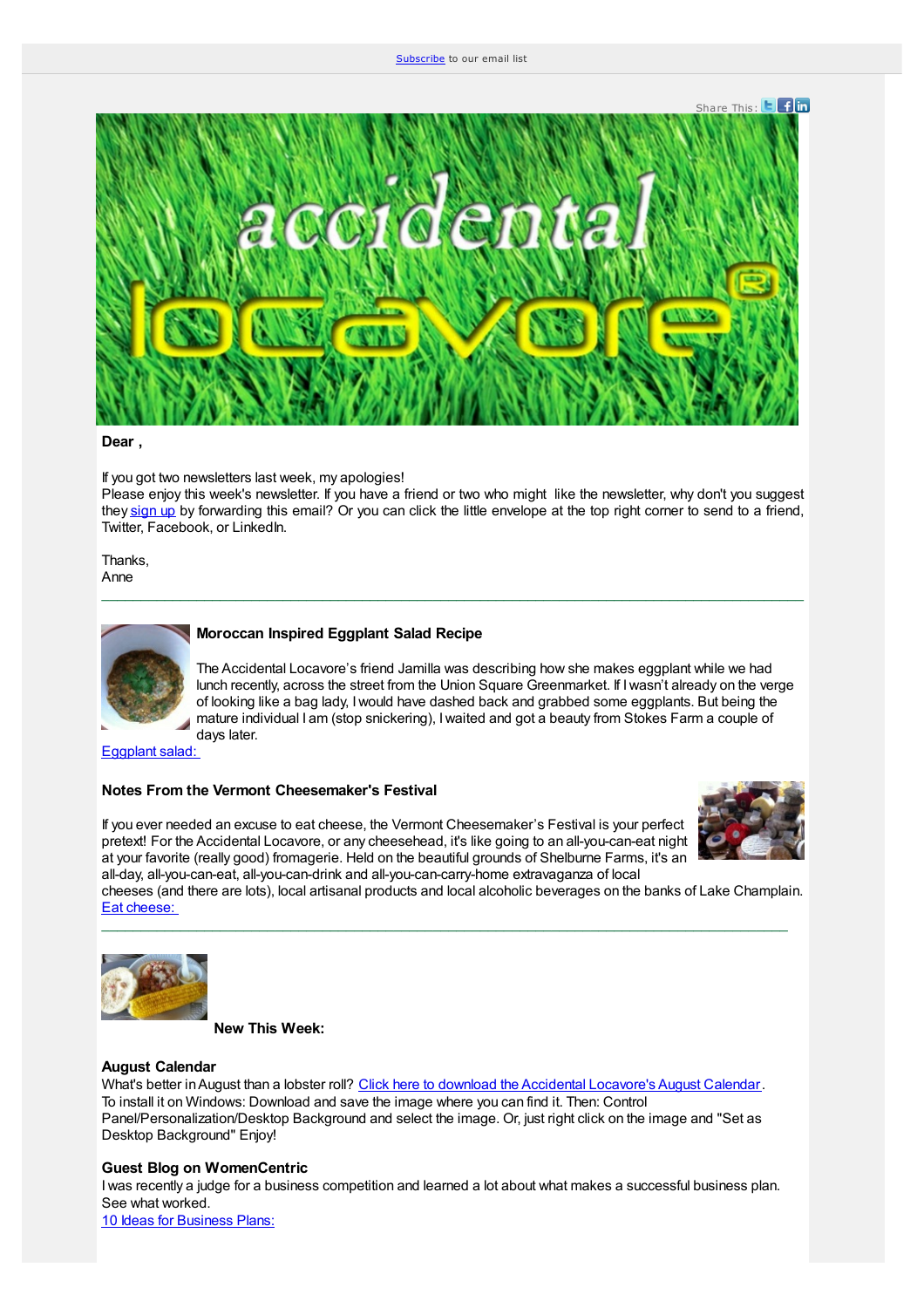Subscribe to our email list

Share This:

accidental locavore®

**Dear ,**

If you got two newsletters last week, my apologies!
Please enjoy this week's newsletter. If you have a friend or two who might like the newsletter, why don't you suggest they sign up by forwarding this email? Or you can click the little envelope at the top right corner to send to a friend, Twitter, Facebook, or LinkedIn.

Thanks,
Anne

---

### Moroccan Inspired Eggplant Salad Recipe

The Accidental Locavore's friend Jamilla was describing how she makes eggplant while we had lunch recently, across the street from the Union Square Greenmarket. If I wasn't already on the verge of looking like a bag lady, I would have dashed back and grabbed some eggplants. But being the mature individual I am (stop snickering), I waited and got a beauty from Stokes Farm a couple of days later.
Eggplant salad:

### Notes From the Vermont Cheesemaker's Festival

If you ever needed an excuse to eat cheese, the Vermont Cheesemaker's Festival is your perfect pretext! For the Accidental Locavore, or any cheesehead, it's like going to an all-you-can-eat night at your favorite (really good) fromagerie. Held on the beautiful grounds of Shelburne Farms, it's an all-day, all-you-can-eat, all-you-can-drink and all-you-can-carry-home extravaganza of local cheeses (and there are lots), local artisanal products and local alcoholic beverages on the banks of Lake Champlain.
Eat cheese:

---

**New This Week:**

**August Calendar**
What's better in August than a lobster roll? Click here to download the Accidental Locavore's August Calendar.
To install it on Windows: Download and save the image where you can find it. Then: Control Panel/Personalization/Desktop Background and select the image. Or, just right click on the image and "Set as Desktop Background" Enjoy!

**Guest Blog on WomenCentric**
I was recently a judge for a business competition and learned a lot about what makes a successful business plan. See what worked.
10 Ideas for Business Plans: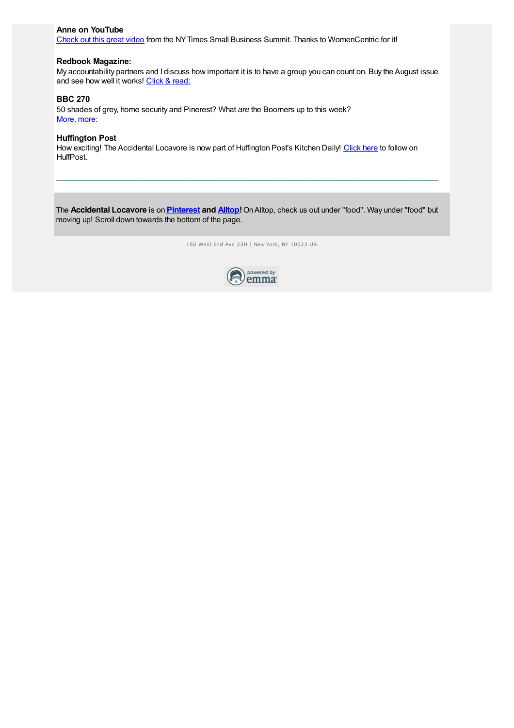**Anne on YouTube**
Check out this great video from the NY Times Small Business Summit. Thanks to WomenCentric for it!

**Redbook Magazine:**
My accountability partners and I discuss how important it is to have a group you can count on. Buy the August issue and see how well it works! Click & read:

**BBC 270**
50 shades of grey, home security and Pinerest? What *are* the Boomers up to this week?
More, more:

**Huffington Post**
How exciting! The Accidental Locavore is now part of Huffington Post's Kitchen Daily! Click here to follow on HuffPost.

---

The **Accidental Locavore** is on **Pinterest and Alltop!** On Alltop, check us out under "food". Way under "food" but moving up! Scroll down towards the bottom of the page.

150 West End Ave 23H | New York, NY 10023 US

powered by emma